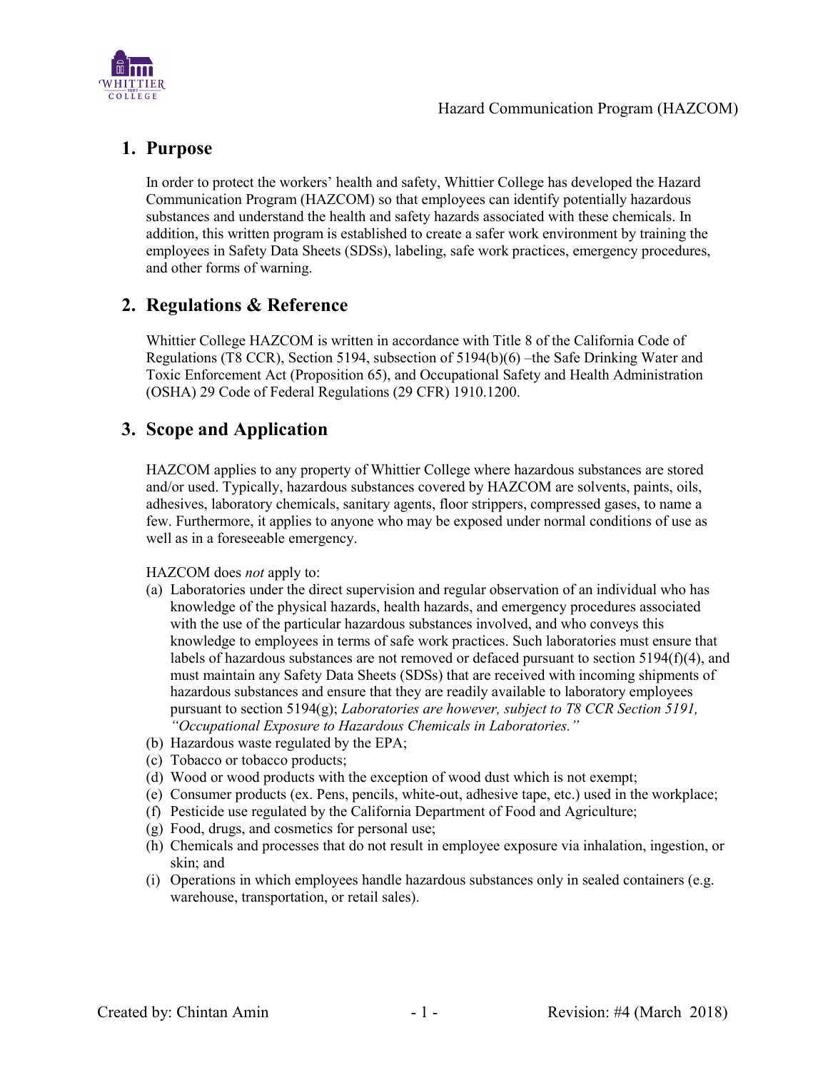## 1. Purpose

In order to protect the workers' health and safety, Whittier College has developed the Hazard Communication Program (HAZCOM) so that employees can identify potentially hazardous substances and understand the health and safety hazards associated with these chemicals. In addition, this written program is established to create a safer work environment by training the employees in Safety Data Sheets (SDSs), labeling, safe work practices, emergency procedures, and other forms of warning.

## 2. Regulations & Reference

Whittier College HAZCOM is written in accordance with Title 8 of the California Code of Regulations (T8 CCR), Section 5194, subsection of 5194(b)(6) –the Safe Drinking Water and Toxic Enforcement Act (Proposition 65), and Occupational Safety and Health Administration (OSHA) 29 Code of Federal Regulations (29 CFR) 1910.1200.

## 3. Scope and Application

HAZCOM applies to any property of Whittier College where hazardous substances are stored and/or used. Typically, hazardous substances covered by HAZCOM are solvents, paints, oils, adhesives, laboratory chemicals, sanitary agents, floor strippers, compressed gases, to name a few. Furthermore, it applies to anyone who may be exposed under normal conditions of use as well as in a foreseeable emergency.

HAZCOM does *not* apply to:

(a) Laboratories under the direct supervision and regular observation of an individual who has knowledge of the physical hazards, health hazards, and emergency procedures associated with the use of the particular hazardous substances involved, and who conveys this knowledge to employees in terms of safe work practices. Such laboratories must ensure that labels of hazardous substances are not removed or defaced pursuant to section 5194(f)(4), and must maintain any Safety Data Sheets (SDSs) that are received with incoming shipments of hazardous substances and ensure that they are readily available to laboratory employees pursuant to section 5194(g); *Laboratories are however, subject to T8 CCR Section 5191, "Occupational Exposure to Hazardous Chemicals in Laboratories."*

(b) Hazardous waste regulated by the EPA;

(c) Tobacco or tobacco products;

(d) Wood or wood products with the exception of wood dust which is not exempt;

(e) Consumer products (ex. Pens, pencils, white-out, adhesive tape, etc.) used in the workplace;

(f) Pesticide use regulated by the California Department of Food and Agriculture;

(g) Food, drugs, and cosmetics for personal use;

(h) Chemicals and processes that do not result in employee exposure via inhalation, ingestion, or skin; and

(i) Operations in which employees handle hazardous substances only in sealed containers (e.g. warehouse, transportation, or retail sales).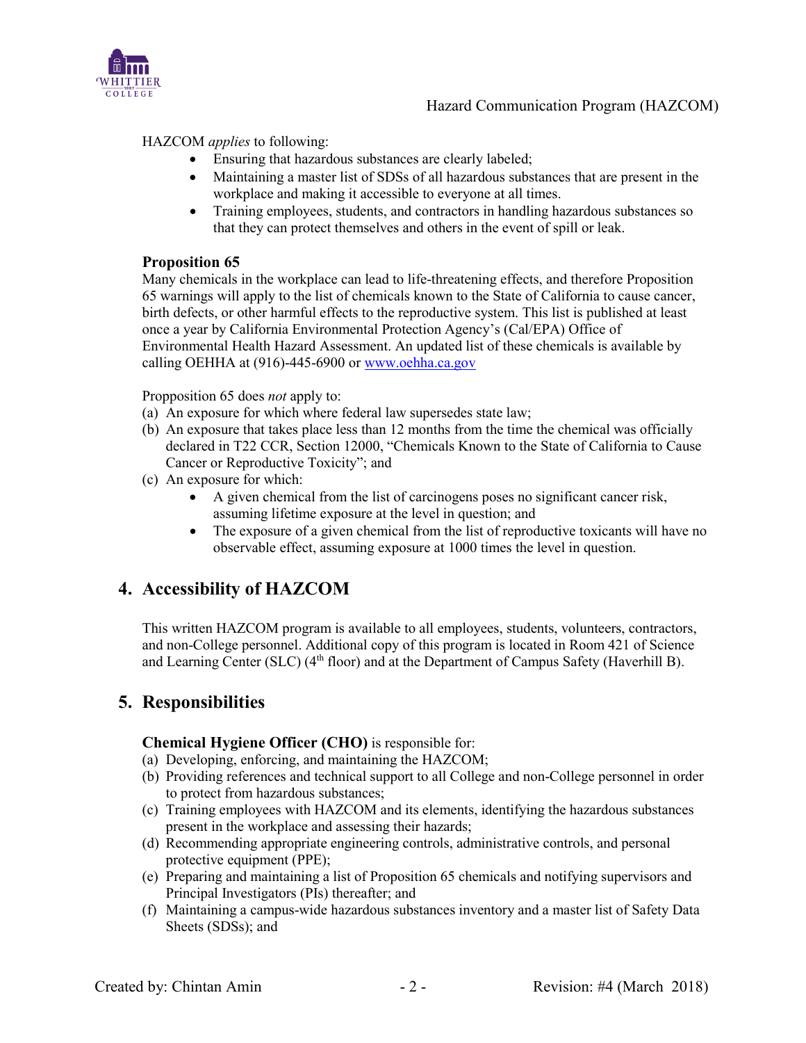HAZCOM *applies* to following:

- Ensuring that hazardous substances are clearly labeled;
- Maintaining a master list of SDSs of all hazardous substances that are present in the workplace and making it accessible to everyone at all times.
- Training employees, students, and contractors in handling hazardous substances so that they can protect themselves and others in the event of spill or leak.

**Proposition 65**

Many chemicals in the workplace can lead to life-threatening effects, and therefore Proposition 65 warnings will apply to the list of chemicals known to the State of California to cause cancer, birth defects, or other harmful effects to the reproductive system. This list is published at least once a year by California Environmental Protection Agency's (Cal/EPA) Office of Environmental Health Hazard Assessment. An updated list of these chemicals is available by calling OEHHA at (916)-445-6900 or www.oehha.ca.gov

Proppostion 65 does *not* apply to:

(a) An exposure for which where federal law supersedes state law;
(b) An exposure that takes place less than 12 months from the time the chemical was officially declared in T22 CCR, Section 12000, "Chemicals Known to the State of California to Cause Cancer or Reproductive Toxicity"; and
(c) An exposure for which:
  - A given chemical from the list of carcinogens poses no significant cancer risk, assuming lifetime exposure at the level in question; and
  - The exposure of a given chemical from the list of reproductive toxicants will have no observable effect, assuming exposure at 1000 times the level in question.

## 4. Accessibility of HAZCOM

This written HAZCOM program is available to all employees, students, volunteers, contractors, and non-College personnel. Additional copy of this program is located in Room 421 of Science and Learning Center (SLC) (4th floor) and at the Department of Campus Safety (Haverhill B).

## 5. Responsibilities

**Chemical Hygiene Officer (CHO)** is responsible for:

(a) Developing, enforcing, and maintaining the HAZCOM;
(b) Providing references and technical support to all College and non-College personnel in order to protect from hazardous substances;
(c) Training employees with HAZCOM and its elements, identifying the hazardous substances present in the workplace and assessing their hazards;
(d) Recommending appropriate engineering controls, administrative controls, and personal protective equipment (PPE);
(e) Preparing and maintaining a list of Proposition 65 chemicals and notifying supervisors and Principal Investigators (PIs) thereafter; and
(f) Maintaining a campus-wide hazardous substances inventory and a master list of Safety Data Sheets (SDSs); and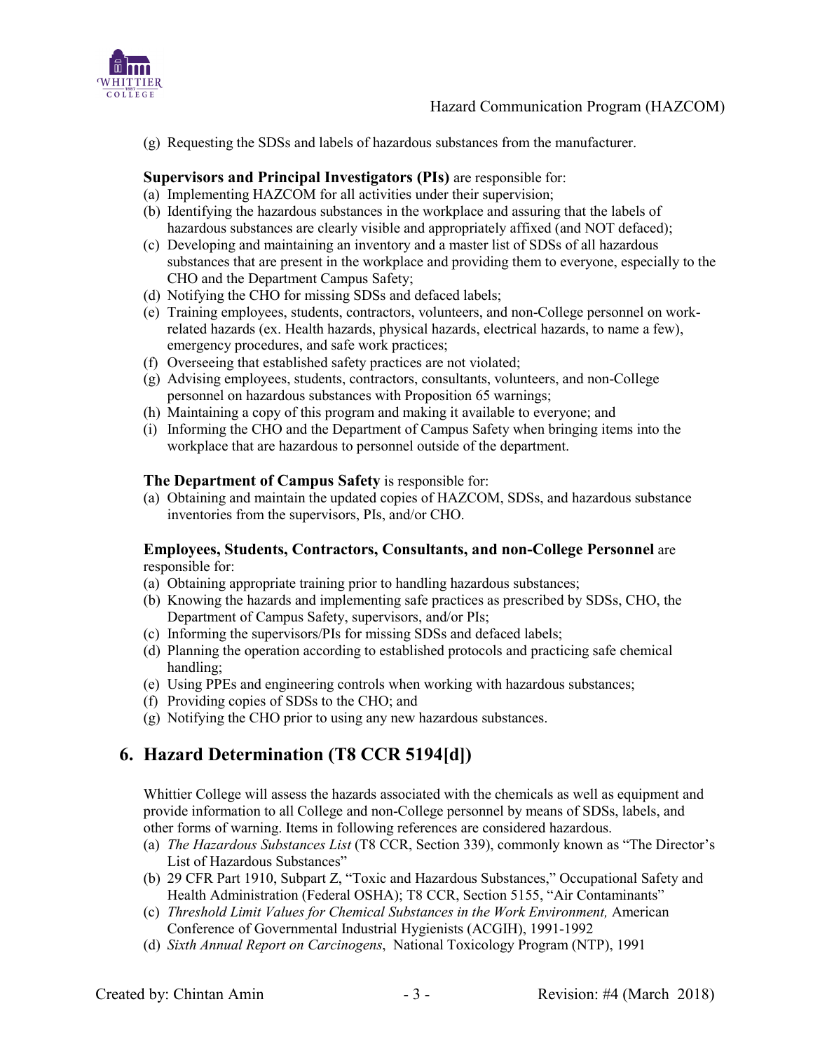(g) Requesting the SDSs and labels of hazardous substances from the manufacturer.

**Supervisors and Principal Investigators (PIs)** are responsible for:

(a) Implementing HAZCOM for all activities under their supervision;
(b) Identifying the hazardous substances in the workplace and assuring that the labels of hazardous substances are clearly visible and appropriately affixed (and NOT defaced);
(c) Developing and maintaining an inventory and a master list of SDSs of all hazardous substances that are present in the workplace and providing them to everyone, especially to the CHO and the Department Campus Safety;
(d) Notifying the CHO for missing SDSs and defaced labels;
(e) Training employees, students, contractors, volunteers, and non-College personnel on work-related hazards (ex. Health hazards, physical hazards, electrical hazards, to name a few), emergency procedures, and safe work practices;
(f) Overseeing that established safety practices are not violated;
(g) Advising employees, students, contractors, consultants, volunteers, and non-College personnel on hazardous substances with Proposition 65 warnings;
(h) Maintaining a copy of this program and making it available to everyone; and
(i) Informing the CHO and the Department of Campus Safety when bringing items into the workplace that are hazardous to personnel outside of the department.

**The Department of Campus Safety** is responsible for:

(a) Obtaining and maintain the updated copies of HAZCOM, SDSs, and hazardous substance inventories from the supervisors, PIs, and/or CHO.

**Employees, Students, Contractors, Consultants, and non-College Personnel** are responsible for:

(a) Obtaining appropriate training prior to handling hazardous substances;
(b) Knowing the hazards and implementing safe practices as prescribed by SDSs, CHO, the Department of Campus Safety, supervisors, and/or PIs;
(c) Informing the supervisors/PIs for missing SDSs and defaced labels;
(d) Planning the operation according to established protocols and practicing safe chemical handling;
(e) Using PPEs and engineering controls when working with hazardous substances;
(f) Providing copies of SDSs to the CHO; and
(g) Notifying the CHO prior to using any new hazardous substances.

## 6. Hazard Determination (T8 CCR 5194[d])

Whittier College will assess the hazards associated with the chemicals as well as equipment and provide information to all College and non-College personnel by means of SDSs, labels, and other forms of warning. Items in following references are considered hazardous.

(a) *The Hazardous Substances List* (T8 CCR, Section 339), commonly known as "The Director's List of Hazardous Substances"
(b) 29 CFR Part 1910, Subpart Z, "Toxic and Hazardous Substances," Occupational Safety and Health Administration (Federal OSHA); T8 CCR, Section 5155, "Air Contaminants"
(c) *Threshold Limit Values for Chemical Substances in the Work Environment,* American Conference of Governmental Industrial Hygienists (ACGIH), 1991-1992
(d) *Sixth Annual Report on Carcinogens*, National Toxicology Program (NTP), 1991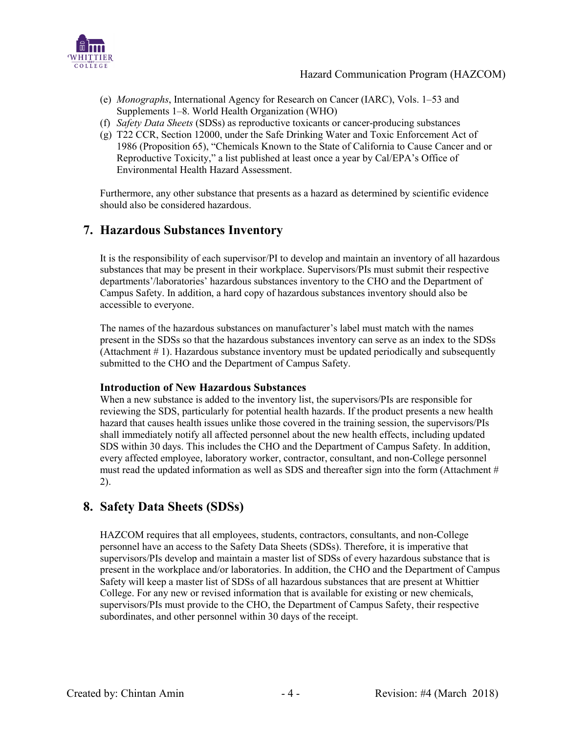(e) *Monographs*, International Agency for Research on Cancer (IARC), Vols. 1–53 and Supplements 1–8. World Health Organization (WHO)

(f) *Safety Data Sheets* (SDSs) as reproductive toxicants or cancer-producing substances

(g) T22 CCR, Section 12000, under the Safe Drinking Water and Toxic Enforcement Act of 1986 (Proposition 65), “Chemicals Known to the State of California to Cause Cancer and or Reproductive Toxicity,” a list published at least once a year by Cal/EPA’s Office of Environmental Health Hazard Assessment.

Furthermore, any other substance that presents as a hazard as determined by scientific evidence should also be considered hazardous.

## 7. Hazardous Substances Inventory

It is the responsibility of each supervisor/PI to develop and maintain an inventory of all hazardous substances that may be present in their workplace. Supervisors/PIs must submit their respective departments’/laboratories’ hazardous substances inventory to the CHO and the Department of Campus Safety. In addition, a hard copy of hazardous substances inventory should also be accessible to everyone.

The names of the hazardous substances on manufacturer’s label must match with the names present in the SDSs so that the hazardous substances inventory can serve as an index to the SDSs (Attachment # 1). Hazardous substance inventory must be updated periodically and subsequently submitted to the CHO and the Department of Campus Safety.

### Introduction of New Hazardous Substances

When a new substance is added to the inventory list, the supervisors/PIs are responsible for reviewing the SDS, particularly for potential health hazards. If the product presents a new health hazard that causes health issues unlike those covered in the training session, the supervisors/PIs shall immediately notify all affected personnel about the new health effects, including updated SDS within 30 days. This includes the CHO and the Department of Campus Safety. In addition, every affected employee, laboratory worker, contractor, consultant, and non-College personnel must read the updated information as well as SDS and thereafter sign into the form (Attachment # 2).

## 8. Safety Data Sheets (SDSs)

HAZCOM requires that all employees, students, contractors, consultants, and non-College personnel have an access to the Safety Data Sheets (SDSs). Therefore, it is imperative that supervisors/PIs develop and maintain a master list of SDSs of every hazardous substance that is present in the workplace and/or laboratories. In addition, the CHO and the Department of Campus Safety will keep a master list of SDSs of all hazardous substances that are present at Whittier College. For any new or revised information that is available for existing or new chemicals, supervisors/PIs must provide to the CHO, the Department of Campus Safety, their respective subordinates, and other personnel within 30 days of the receipt.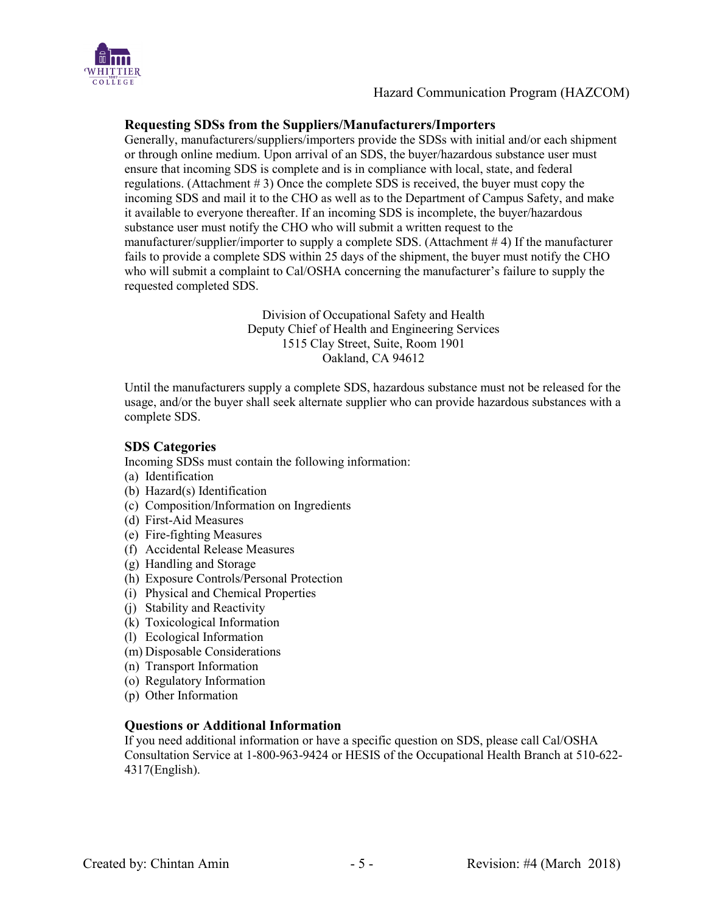### Requesting SDSs from the Suppliers/Manufacturers/Importers

Generally, manufacturers/suppliers/importers provide the SDSs with initial and/or each shipment or through online medium. Upon arrival of an SDS, the buyer/hazardous substance user must ensure that incoming SDS is complete and is in compliance with local, state, and federal regulations. (Attachment # 3) Once the complete SDS is received, the buyer must copy the incoming SDS and mail it to the CHO as well as to the Department of Campus Safety, and make it available to everyone thereafter. If an incoming SDS is incomplete, the buyer/hazardous substance user must notify the CHO who will submit a written request to the manufacturer/supplier/importer to supply a complete SDS. (Attachment # 4) If the manufacturer fails to provide a complete SDS within 25 days of the shipment, the buyer must notify the CHO who will submit a complaint to Cal/OSHA concerning the manufacturer's failure to supply the requested completed SDS.

Division of Occupational Safety and Health
Deputy Chief of Health and Engineering Services
1515 Clay Street, Suite, Room 1901
Oakland, CA 94612

Until the manufacturers supply a complete SDS, hazardous substance must not be released for the usage, and/or the buyer shall seek alternate supplier who can provide hazardous substances with a complete SDS.

### SDS Categories

Incoming SDSs must contain the following information:

(a) Identification
(b) Hazard(s) Identification
(c) Composition/Information on Ingredients
(d) First-Aid Measures
(e) Fire-fighting Measures
(f) Accidental Release Measures
(g) Handling and Storage
(h) Exposure Controls/Personal Protection
(i) Physical and Chemical Properties
(j) Stability and Reactivity
(k) Toxicological Information
(l) Ecological Information
(m) Disposable Considerations
(n) Transport Information
(o) Regulatory Information
(p) Other Information

### Questions or Additional Information

If you need additional information or have a specific question on SDS, please call Cal/OSHA Consultation Service at 1-800-963-9424 or HESIS of the Occupational Health Branch at 510-622-4317(English).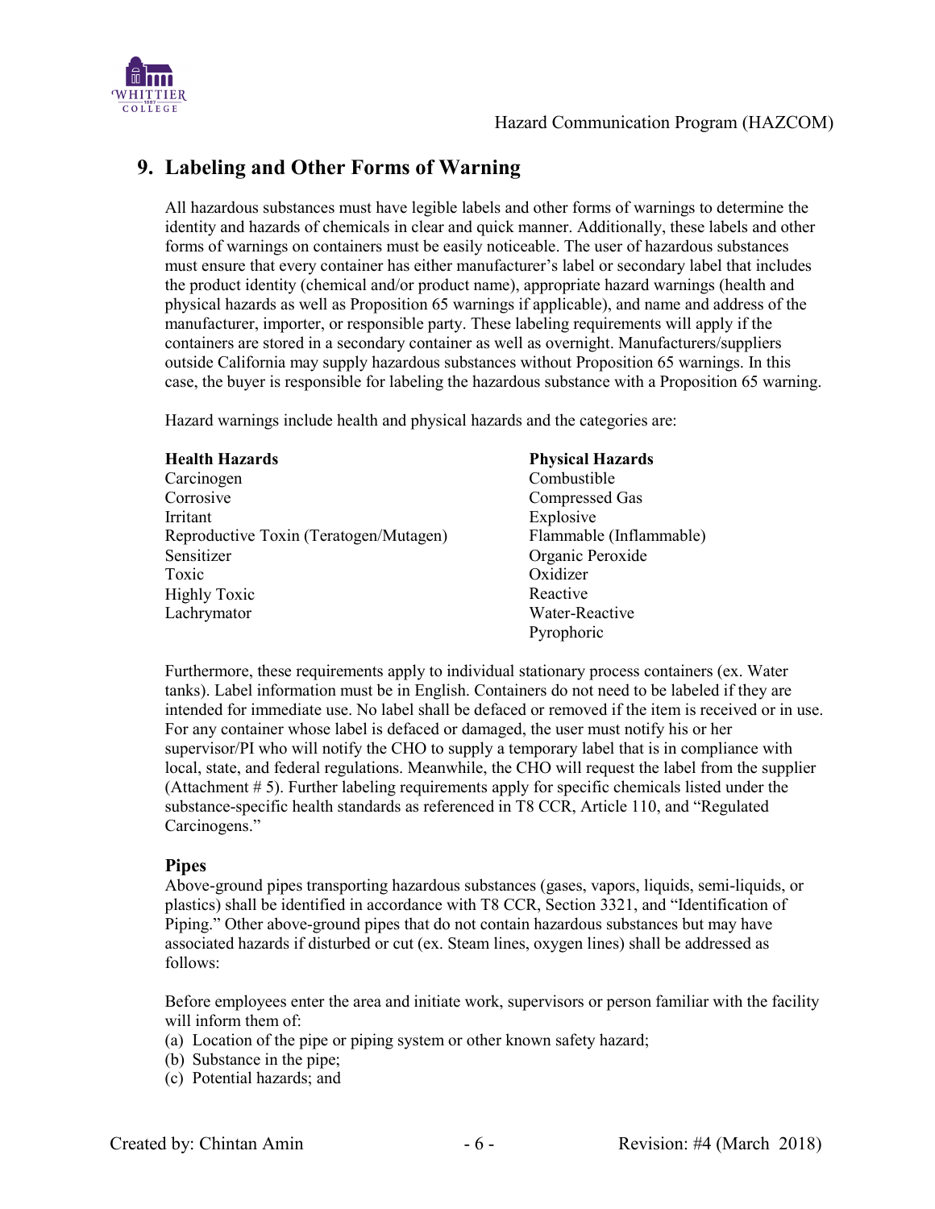## 9. Labeling and Other Forms of Warning

All hazardous substances must have legible labels and other forms of warnings to determine the identity and hazards of chemicals in clear and quick manner. Additionally, these labels and other forms of warnings on containers must be easily noticeable. The user of hazardous substances must ensure that every container has either manufacturer's label or secondary label that includes the product identity (chemical and/or product name), appropriate hazard warnings (health and physical hazards as well as Proposition 65 warnings if applicable), and name and address of the manufacturer, importer, or responsible party. These labeling requirements will apply if the containers are stored in a secondary container as well as overnight. Manufacturers/suppliers outside California may supply hazardous substances without Proposition 65 warnings. In this case, the buyer is responsible for labeling the hazardous substance with a Proposition 65 warning.

Hazard warnings include health and physical hazards and the categories are:

| **Health Hazards** | **Physical Hazards** |
|---|---|
| Carcinogen | Combustible |
| Corrosive | Compressed Gas |
| Irritant | Explosive |
| Reproductive Toxin (Teratogen/Mutagen) | Flammable (Inflammable) |
| Sensitizer | Organic Peroxide |
| Toxic | Oxidizer |
| Highly Toxic | Reactive |
| Lachrymator | Water-Reactive |
| | Pyrophoric |

Furthermore, these requirements apply to individual stationary process containers (ex. Water tanks). Label information must be in English. Containers do not need to be labeled if they are intended for immediate use. No label shall be defaced or removed if the item is received or in use. For any container whose label is defaced or damaged, the user must notify his or her supervisor/PI who will notify the CHO to supply a temporary label that is in compliance with local, state, and federal regulations. Meanwhile, the CHO will request the label from the supplier (Attachment # 5). Further labeling requirements apply for specific chemicals listed under the substance-specific health standards as referenced in T8 CCR, Article 110, and "Regulated Carcinogens."

### Pipes

Above-ground pipes transporting hazardous substances (gases, vapors, liquids, semi-liquids, or plastics) shall be identified in accordance with T8 CCR, Section 3321, and "Identification of Piping." Other above-ground pipes that do not contain hazardous substances but may have associated hazards if disturbed or cut (ex. Steam lines, oxygen lines) shall be addressed as follows:

Before employees enter the area and initiate work, supervisors or person familiar with the facility will inform them of:

(a) Location of the pipe or piping system or other known safety hazard;
(b) Substance in the pipe;
(c) Potential hazards; and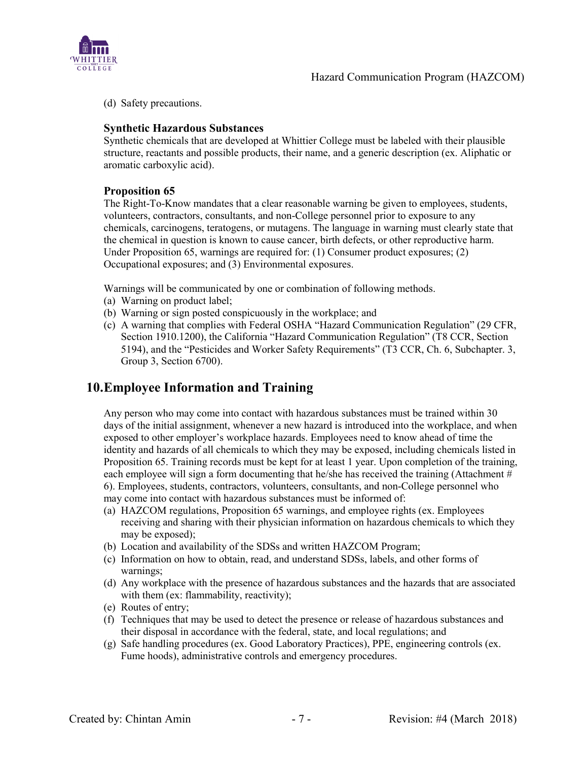(d) Safety precautions.

### Synthetic Hazardous Substances

Synthetic chemicals that are developed at Whittier College must be labeled with their plausible structure, reactants and possible products, their name, and a generic description (ex. Aliphatic or aromatic carboxylic acid).

### Proposition 65

The Right-To-Know mandates that a clear reasonable warning be given to employees, students, volunteers, contractors, consultants, and non-College personnel prior to exposure to any chemicals, carcinogens, teratogens, or mutagens. The language in warning must clearly state that the chemical in question is known to cause cancer, birth defects, or other reproductive harm. Under Proposition 65, warnings are required for: (1) Consumer product exposures; (2) Occupational exposures; and (3) Environmental exposures.

Warnings will be communicated by one or combination of following methods.

(a) Warning on product label;
(b) Warning or sign posted conspicuously in the workplace; and
(c) A warning that complies with Federal OSHA "Hazard Communication Regulation" (29 CFR, Section 1910.1200), the California "Hazard Communication Regulation" (T8 CCR, Section 5194), and the "Pesticides and Worker Safety Requirements" (T3 CCR, Ch. 6, Subchapter. 3, Group 3, Section 6700).

## 10. Employee Information and Training

Any person who may come into contact with hazardous substances must be trained within 30 days of the initial assignment, whenever a new hazard is introduced into the workplace, and when exposed to other employer's workplace hazards. Employees need to know ahead of time the identity and hazards of all chemicals to which they may be exposed, including chemicals listed in Proposition 65. Training records must be kept for at least 1 year. Upon completion of the training, each employee will sign a form documenting that he/she has received the training (Attachment # 6). Employees, students, contractors, volunteers, consultants, and non-College personnel who may come into contact with hazardous substances must be informed of:

(a) HAZCOM regulations, Proposition 65 warnings, and employee rights (ex. Employees receiving and sharing with their physician information on hazardous chemicals to which they may be exposed);
(b) Location and availability of the SDSs and written HAZCOM Program;
(c) Information on how to obtain, read, and understand SDSs, labels, and other forms of warnings;
(d) Any workplace with the presence of hazardous substances and the hazards that are associated with them (ex: flammability, reactivity);
(e) Routes of entry;
(f) Techniques that may be used to detect the presence or release of hazardous substances and their disposal in accordance with the federal, state, and local regulations; and
(g) Safe handling procedures (ex. Good Laboratory Practices), PPE, engineering controls (ex. Fume hoods), administrative controls and emergency procedures.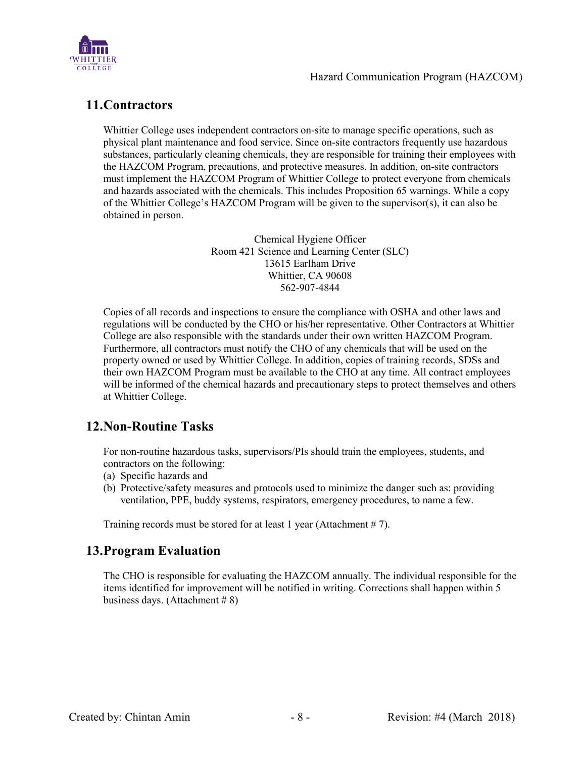## 11. Contractors

Whittier College uses independent contractors on-site to manage specific operations, such as physical plant maintenance and food service. Since on-site contractors frequently use hazardous substances, particularly cleaning chemicals, they are responsible for training their employees with the HAZCOM Program, precautions, and protective measures. In addition, on-site contractors must implement the HAZCOM Program of Whittier College to protect everyone from chemicals and hazards associated with the chemicals. This includes Proposition 65 warnings. While a copy of the Whittier College's HAZCOM Program will be given to the supervisor(s), it can also be obtained in person.

Chemical Hygiene Officer
Room 421 Science and Learning Center (SLC)
13615 Earlham Drive
Whittier, CA 90608
562-907-4844

Copies of all records and inspections to ensure the compliance with OSHA and other laws and regulations will be conducted by the CHO or his/her representative. Other Contractors at Whittier College are also responsible with the standards under their own written HAZCOM Program. Furthermore, all contractors must notify the CHO of any chemicals that will be used on the property owned or used by Whittier College. In addition, copies of training records, SDSs and their own HAZCOM Program must be available to the CHO at any time. All contract employees will be informed of the chemical hazards and precautionary steps to protect themselves and others at Whittier College.

## 12. Non-Routine Tasks

For non-routine hazardous tasks, supervisors/PIs should train the employees, students, and contractors on the following:

(a) Specific hazards and
(b) Protective/safety measures and protocols used to minimize the danger such as: providing ventilation, PPE, buddy systems, respirators, emergency procedures, to name a few.

Training records must be stored for at least 1 year (Attachment # 7).

## 13. Program Evaluation

The CHO is responsible for evaluating the HAZCOM annually. The individual responsible for the items identified for improvement will be notified in writing. Corrections shall happen within 5 business days. (Attachment # 8)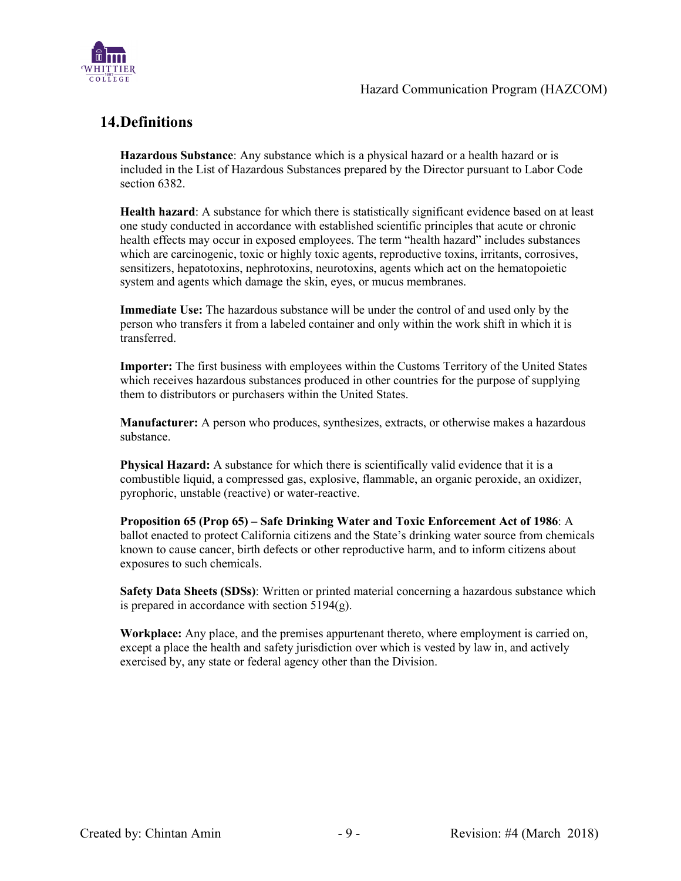## 14. Definitions

**Hazardous Substance**: Any substance which is a physical hazard or a health hazard or is included in the List of Hazardous Substances prepared by the Director pursuant to Labor Code section 6382.

**Health hazard**: A substance for which there is statistically significant evidence based on at least one study conducted in accordance with established scientific principles that acute or chronic health effects may occur in exposed employees. The term "health hazard" includes substances which are carcinogenic, toxic or highly toxic agents, reproductive toxins, irritants, corrosives, sensitizers, hepatotoxins, nephrotoxins, neurotoxins, agents which act on the hematopoietic system and agents which damage the skin, eyes, or mucus membranes.

**Immediate Use:** The hazardous substance will be under the control of and used only by the person who transfers it from a labeled container and only within the work shift in which it is transferred.

**Importer:** The first business with employees within the Customs Territory of the United States which receives hazardous substances produced in other countries for the purpose of supplying them to distributors or purchasers within the United States.

**Manufacturer:** A person who produces, synthesizes, extracts, or otherwise makes a hazardous substance.

**Physical Hazard:** A substance for which there is scientifically valid evidence that it is a combustible liquid, a compressed gas, explosive, flammable, an organic peroxide, an oxidizer, pyrophoric, unstable (reactive) or water-reactive.

**Proposition 65 (Prop 65) – Safe Drinking Water and Toxic Enforcement Act of 1986**: A ballot enacted to protect California citizens and the State's drinking water source from chemicals known to cause cancer, birth defects or other reproductive harm, and to inform citizens about exposures to such chemicals.

**Safety Data Sheets (SDSs)**: Written or printed material concerning a hazardous substance which is prepared in accordance with section 5194(g).

**Workplace:** Any place, and the premises appurtenant thereto, where employment is carried on, except a place the health and safety jurisdiction over which is vested by law in, and actively exercised by, any state or federal agency other than the Division.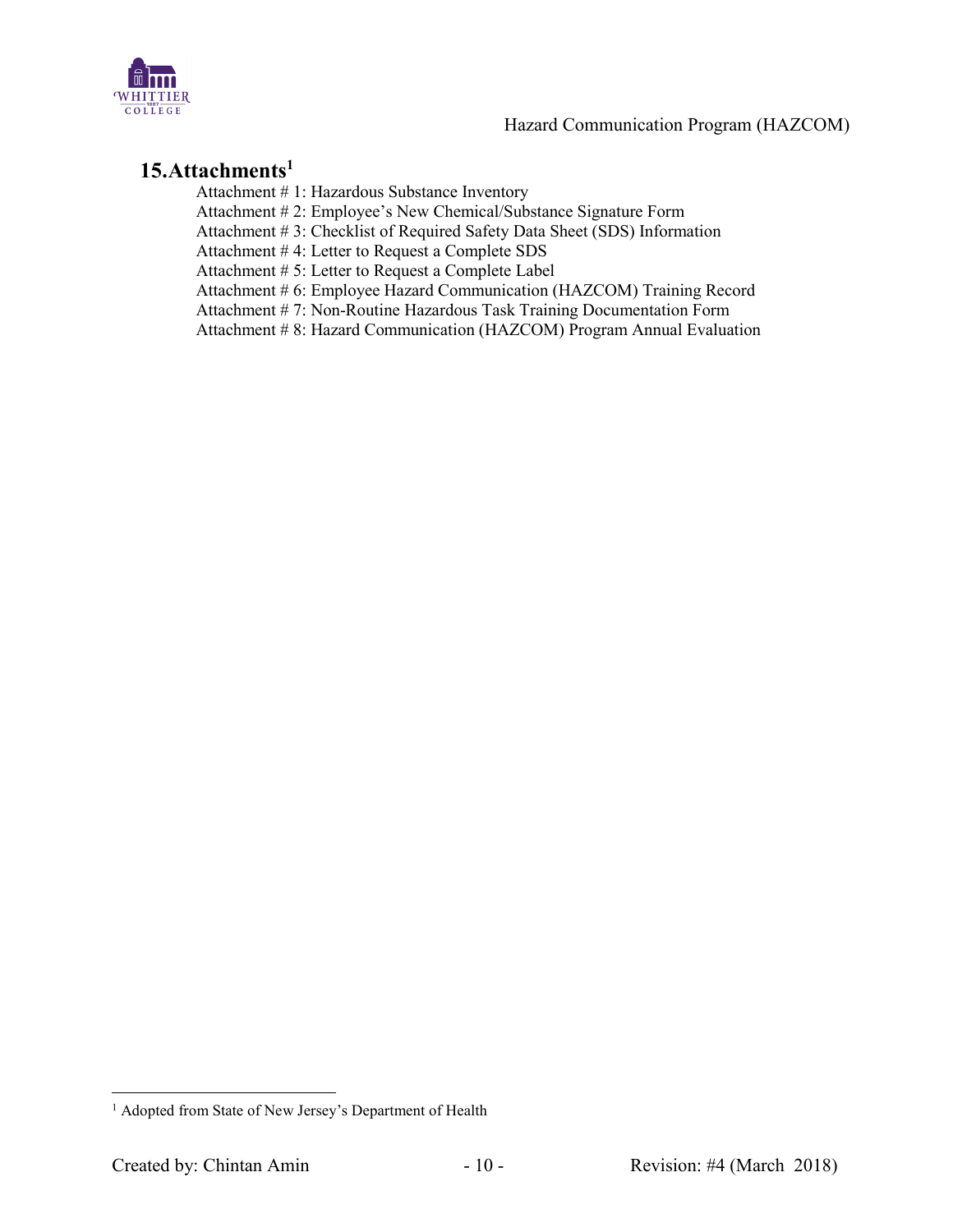## 15. Attachments[1]

Attachment # 1: Hazardous Substance Inventory
Attachment # 2: Employee's New Chemical/Substance Signature Form
Attachment # 3: Checklist of Required Safety Data Sheet (SDS) Information
Attachment # 4: Letter to Request a Complete SDS
Attachment # 5: Letter to Request a Complete Label
Attachment # 6: Employee Hazard Communication (HAZCOM) Training Record
Attachment # 7: Non-Routine Hazardous Task Training Documentation Form
Attachment # 8: Hazard Communication (HAZCOM) Program Annual Evaluation

[1] Adopted from State of New Jersey's Department of Health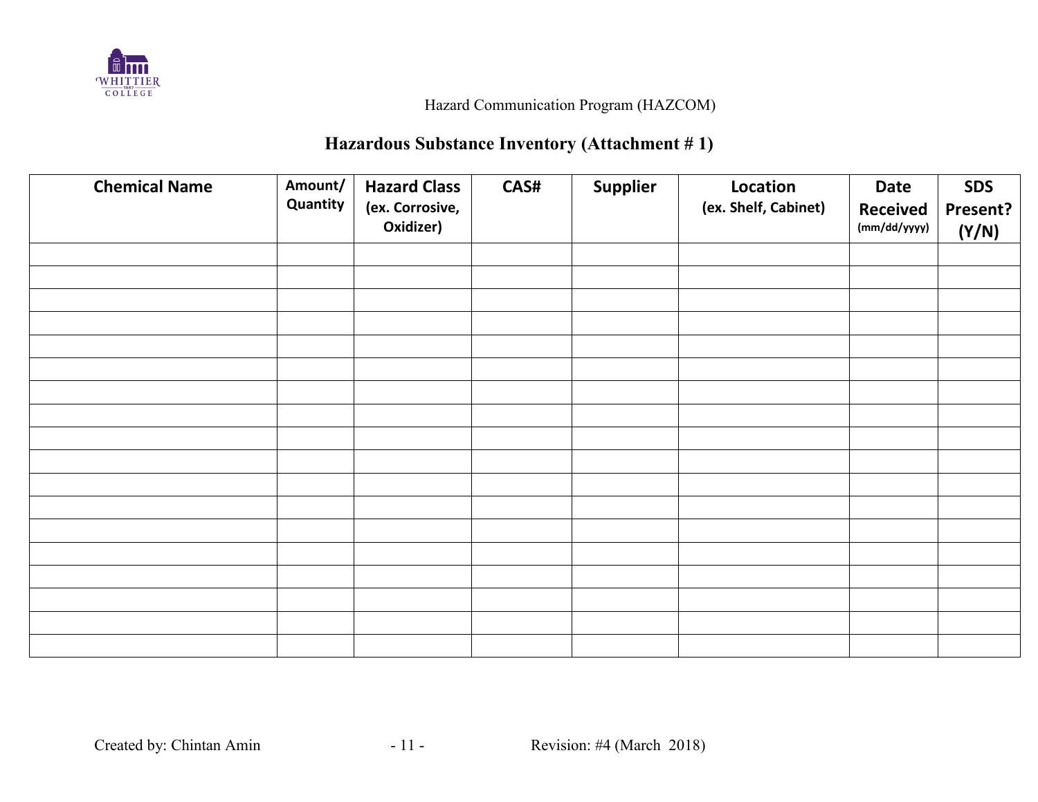Hazard Communication Program (HAZCOM)

## Hazardous Substance Inventory (Attachment # 1)

| Chemical Name | Amount/ Quantity | Hazard Class (ex. Corrosive, Oxidizer) | CAS# | Supplier | Location (ex. Shelf, Cabinet) | Date Received (mm/dd/yyyy) | SDS Present? (Y/N) |
|---|---|---|---|---|---|---|---|
| | | | | | | | |
| | | | | | | | |
| | | | | | | | |
| | | | | | | | |
| | | | | | | | |
| | | | | | | | |
| | | | | | | | |
| | | | | | | | |
| | | | | | | | |
| | | | | | | | |
| | | | | | | | |
| | | | | | | | |
| | | | | | | | |
| | | | | | | | |
| | | | | | | | |
| | | | | | | | |
| | | | | | | | |
| | | | | | | | |

Created by: Chintan Amin Revision: #4 (March 2018)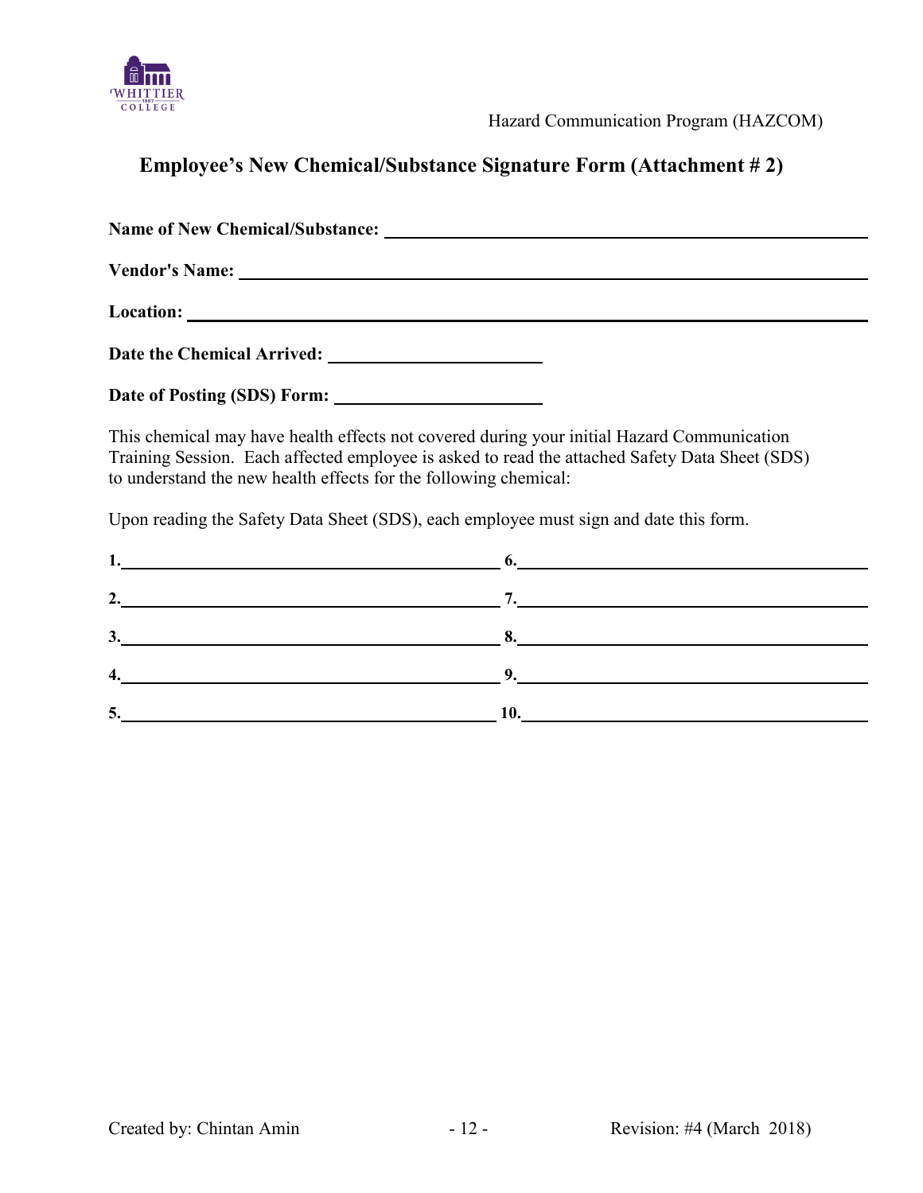## Employee's New Chemical/Substance Signature Form (Attachment # 2)

**Name of New Chemical/Substance:** ______________________________________________

**Vendor's Name:** ______________________________________________

**Location:** ______________________________________________

**Date the Chemical Arrived:** ______________________

**Date of Posting (SDS) Form:** ______________________

This chemical may have health effects not covered during your initial Hazard Communication Training Session. Each affected employee is asked to read the attached Safety Data Sheet (SDS) to understand the new health effects for the following chemical:

Upon reading the Safety Data Sheet (SDS), each employee must sign and date this form.

| | |
|---|---|
| **1.** ______________________________ | **6.** ______________________________ |
| **2.** ______________________________ | **7.** ______________________________ |
| **3.** ______________________________ | **8.** ______________________________ |
| **4.** ______________________________ | **9.** ______________________________ |
| **5.** ______________________________ | **10.** ______________________________ |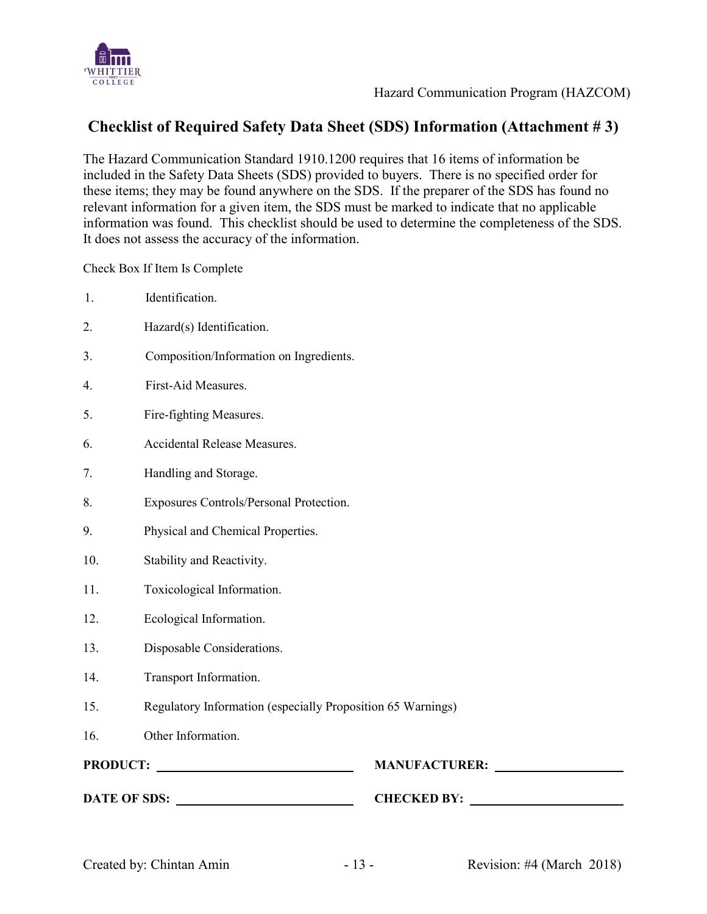## Checklist of Required Safety Data Sheet (SDS) Information (Attachment # 3)

The Hazard Communication Standard 1910.1200 requires that 16 items of information be included in the Safety Data Sheets (SDS) provided to buyers. There is no specified order for these items; they may be found anywhere on the SDS. If the preparer of the SDS has found no relevant information for a given item, the SDS must be marked to indicate that no applicable information was found. This checklist should be used to determine the completeness of the SDS. It does not assess the accuracy of the information.

Check Box If Item Is Complete

1. Identification.
2. Hazard(s) Identification.
3. Composition/Information on Ingredients.
4. First-Aid Measures.
5. Fire-fighting Measures.
6. Accidental Release Measures.
7. Handling and Storage.
8. Exposures Controls/Personal Protection.
9. Physical and Chemical Properties.
10. Stability and Reactivity.
11. Toxicological Information.
12. Ecological Information.
13. Disposable Considerations.
14. Transport Information.
15. Regulatory Information (especially Proposition 65 Warnings)
16. Other Information.

**PRODUCT:** ______________________________ **MANUFACTURER:** ____________________

**DATE OF SDS:** ___________________________ **CHECKED BY:** _______________________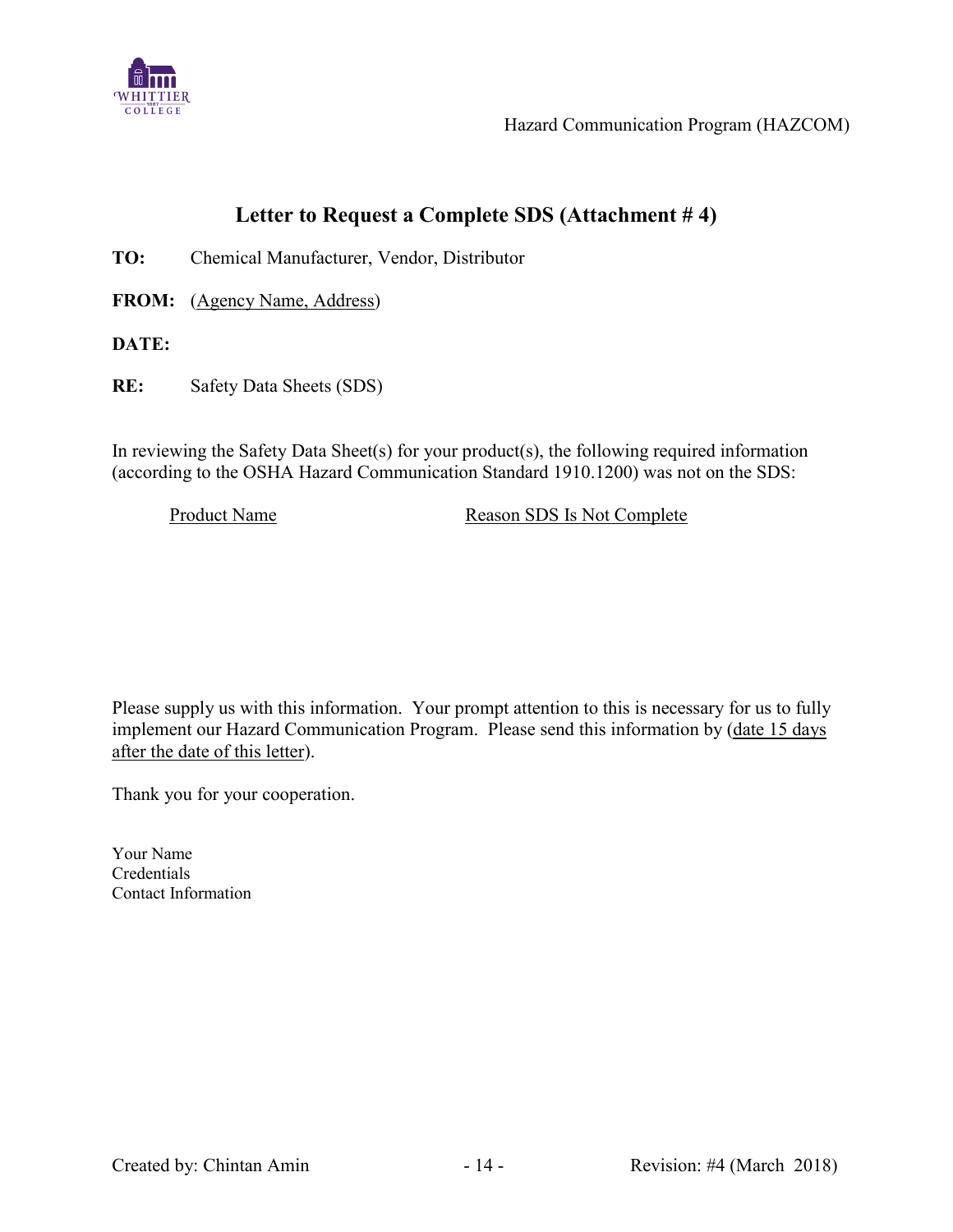## Letter to Request a Complete SDS (Attachment # 4)

**TO:** Chemical Manufacturer, Vendor, Distributor

**FROM:** (Agency Name, Address)

**DATE:**

**RE:** Safety Data Sheets (SDS)

In reviewing the Safety Data Sheet(s) for your product(s), the following required information (according to the OSHA Hazard Communication Standard 1910.1200) was not on the SDS:

| Product Name | Reason SDS Is Not Complete |
|---|---|
| | |

Please supply us with this information. Your prompt attention to this is necessary for us to fully implement our Hazard Communication Program. Please send this information by (date 15 days after the date of this letter).

Thank you for your cooperation.

Your Name
Credentials
Contact Information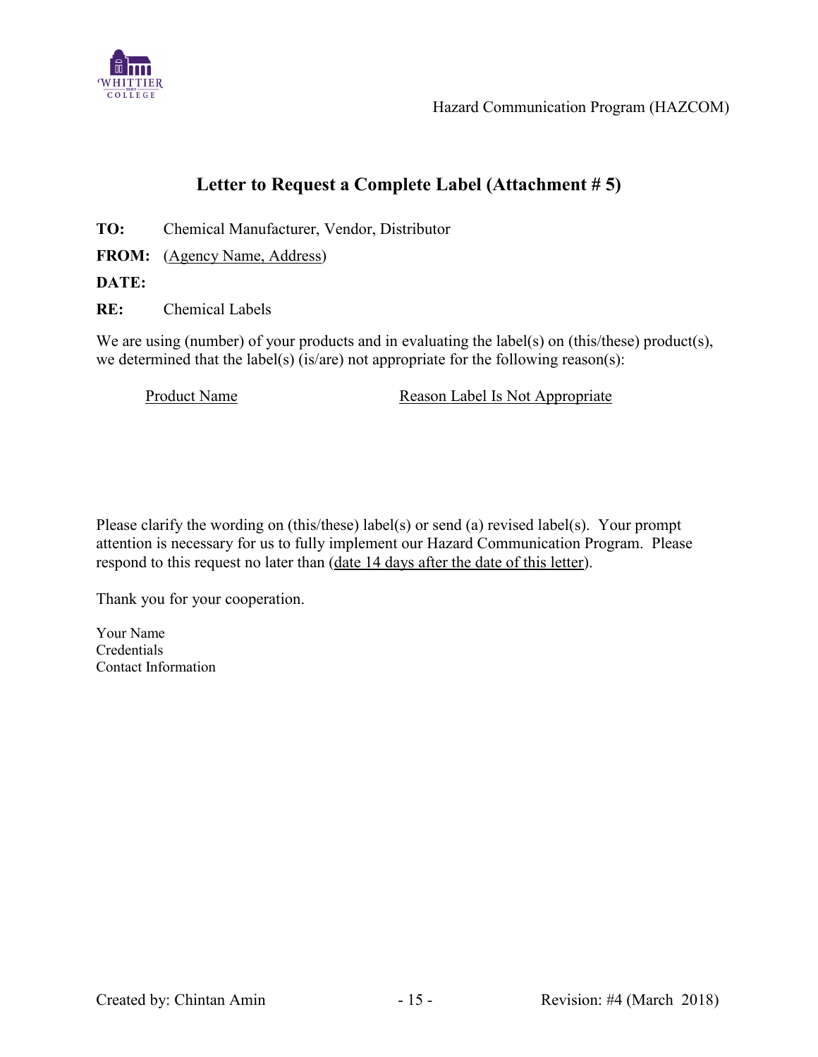## Letter to Request a Complete Label (Attachment # 5)

**TO:** Chemical Manufacturer, Vendor, Distributor

**FROM:** (Agency Name, Address)

**DATE:**

**RE:** Chemical Labels

We are using (number) of your products and in evaluating the label(s) on (this/these) product(s), we determined that the label(s) (is/are) not appropriate for the following reason(s):

| Product Name | Reason Label Is Not Appropriate |
| --- | --- |
| | |

Please clarify the wording on (this/these) label(s) or send (a) revised label(s). Your prompt attention is necessary for us to fully implement our Hazard Communication Program. Please respond to this request no later than (date 14 days after the date of this letter).

Thank you for your cooperation.

Your Name
Credentials
Contact Information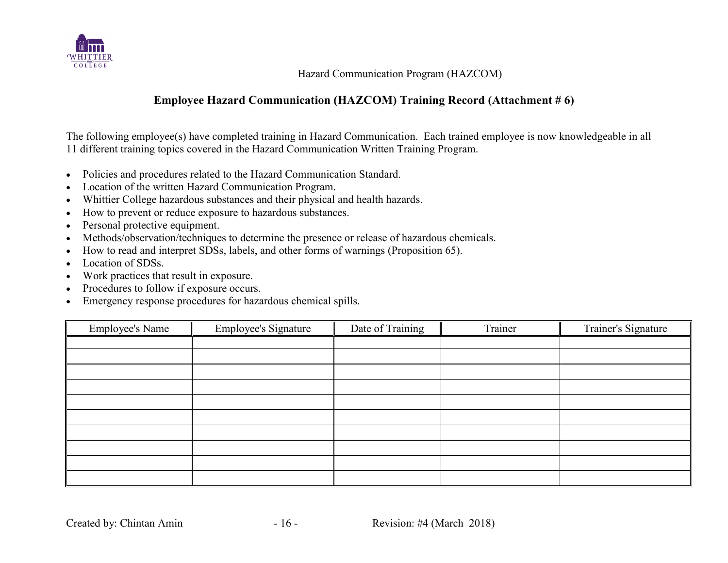Hazard Communication Program (HAZCOM)

## Employee Hazard Communication (HAZCOM) Training Record (Attachment # 6)

The following employee(s) have completed training in Hazard Communication. Each trained employee is now knowledgeable in all 11 different training topics covered in the Hazard Communication Written Training Program.

- Policies and procedures related to the Hazard Communication Standard.
- Location of the written Hazard Communication Program.
- Whittier College hazardous substances and their physical and health hazards.
- How to prevent or reduce exposure to hazardous substances.
- Personal protective equipment.
- Methods/observation/techniques to determine the presence or release of hazardous chemicals.
- How to read and interpret SDSs, labels, and other forms of warnings (Proposition 65).
- Location of SDSs.
- Work practices that result in exposure.
- Procedures to follow if exposure occurs.
- Emergency response procedures for hazardous chemical spills.

| Employee's Name | Employee's Signature | Date of Training | Trainer | Trainer's Signature |
| --- | --- | --- | --- | --- |
| | | | | |
| | | | | |
| | | | | |
| | | | | |
| | | | | |
| | | | | |
| | | | | |
| | | | | |
| | | | | |
| | | | | |

Created by: Chintan Amin Revision: #4 (March 2018)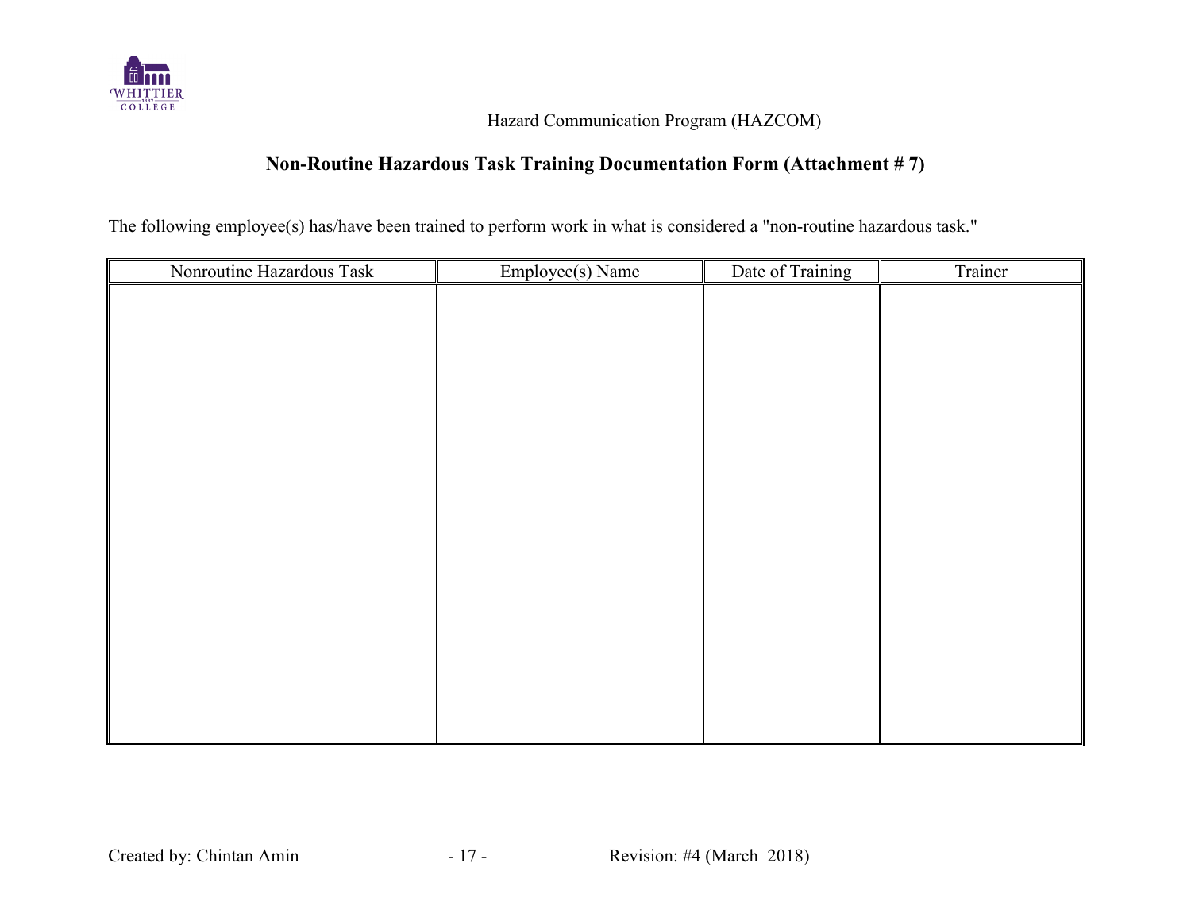Hazard Communication Program (HAZCOM)

## Non-Routine Hazardous Task Training Documentation Form (Attachment # 7)

The following employee(s) has/have been trained to perform work in what is considered a "non-routine hazardous task."

| Nonroutine Hazardous Task | Employee(s) Name | Date of Training | Trainer |
|---|---|---|---|
| | | | |

Created by: Chintan Amin Revision: #4 (March 2018)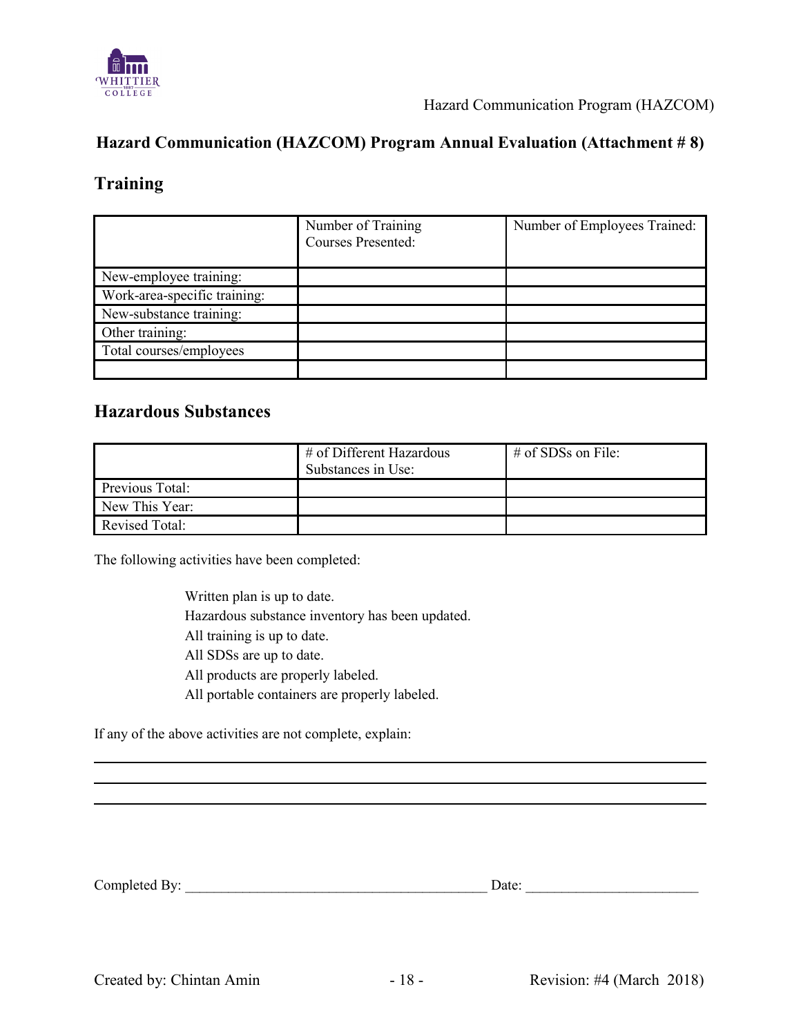# Hazard Communication (HAZCOM) Program Annual Evaluation (Attachment # 8)

## Training

| | Number of Training Courses Presented: | Number of Employees Trained: |
|---|---|---|
| New-employee training: | | |
| Work-area-specific training: | | |
| New-substance training: | | |
| Other training: | | |
| Total courses/employees | | |
| | | |

## Hazardous Substances

| | # of Different Hazardous Substances in Use: | # of SDSs on File: |
|---|---|---|
| Previous Total: | | |
| New This Year: | | |
| Revised Total: | | |

The following activities have been completed:

Written plan is up to date.
Hazardous substance inventory has been updated.
All training is up to date.
All SDSs are up to date.
All products are properly labeled.
All portable containers are properly labeled.

If any of the above activities are not complete, explain:

______________________________________________________________________

______________________________________________________________________

______________________________________________________________________

Completed By: ___________________________________________ Date: ________________________